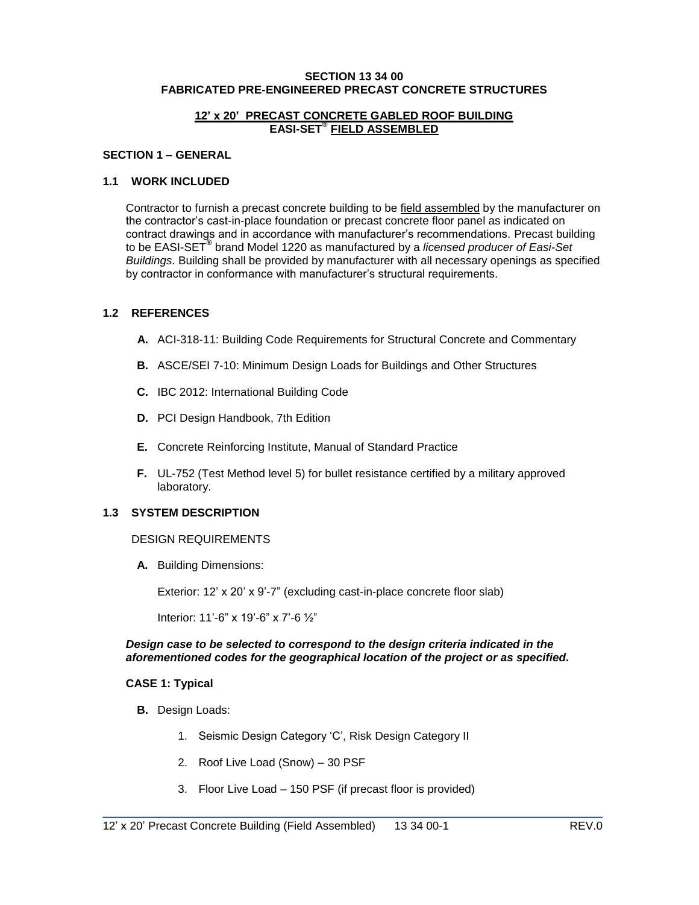# SECTION 13 34 00
# FABRICATED PRE-ENGINEERED PRECAST CONCRETE STRUCTURES

## 12' x 20' PRECAST CONCRETE GABLED ROOF BUILDING EASI-SET® FIELD ASSEMBLED

## SECTION 1 – GENERAL

### 1.1 WORK INCLUDED

Contractor to furnish a precast concrete building to be field assembled by the manufacturer on the contractor's cast-in-place foundation or precast concrete floor panel as indicated on contract drawings and in accordance with manufacturer's recommendations. Precast building to be EASI-SET® brand Model 1220 as manufactured by a *licensed producer of Easi-Set Buildings*. Building shall be provided by manufacturer with all necessary openings as specified by contractor in conformance with manufacturer's structural requirements.

### 1.2 REFERENCES

**A.** ACI-318-11: Building Code Requirements for Structural Concrete and Commentary

**B.** ASCE/SEI 7-10: Minimum Design Loads for Buildings and Other Structures

**C.** IBC 2012: International Building Code

**D.** PCI Design Handbook, 7th Edition

**E.** Concrete Reinforcing Institute, Manual of Standard Practice

**F.** UL-752 (Test Method level 5) for bullet resistance certified by a military approved laboratory.

### 1.3 SYSTEM DESCRIPTION

DESIGN REQUIREMENTS

**A.** Building Dimensions:

Exterior: 12' x 20' x 9'-7" (excluding cast-in-place concrete floor slab)

Interior: 11'-6" x 19'-6" x 7'-6 ½"

***Design case to be selected to correspond to the design criteria indicated in the aforementioned codes for the geographical location of the project or as specified.***

**CASE 1: Typical**

**B.** Design Loads:

1. Seismic Design Category 'C', Risk Design Category II
2. Roof Live Load (Snow) – 30 PSF
3. Floor Live Load – 150 PSF (if precast floor is provided)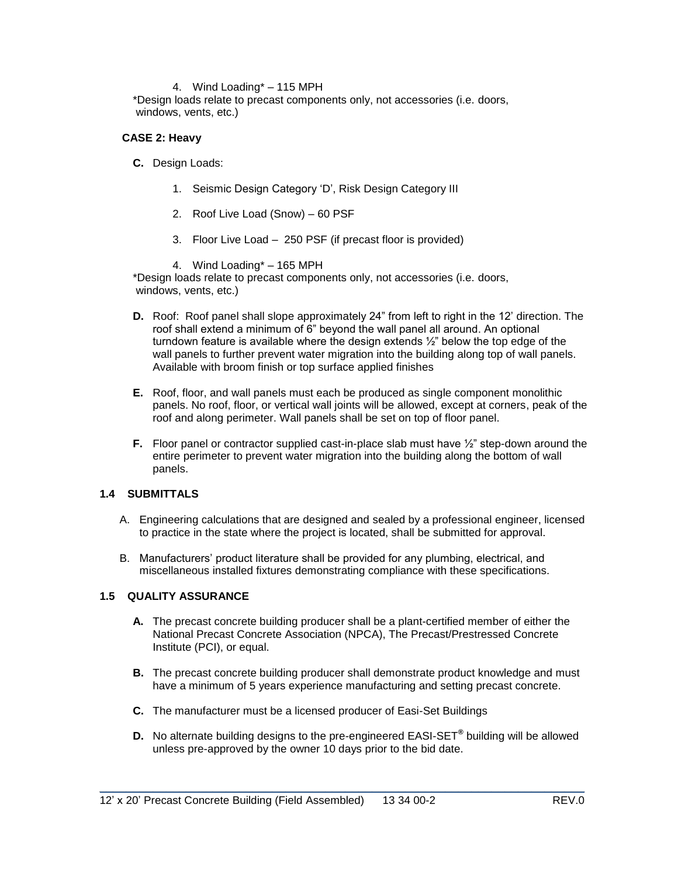4. Wind Loading* – 115 MPH

*Design loads relate to precast components only, not accessories (i.e. doors, windows, vents, etc.)

**CASE 2: Heavy**

**C.** Design Loads:

1. Seismic Design Category 'D', Risk Design Category III
2. Roof Live Load (Snow) – 60 PSF
3. Floor Live Load – 250 PSF (if precast floor is provided)
4. Wind Loading* – 165 MPH

*Design loads relate to precast components only, not accessories (i.e. doors, windows, vents, etc.)

**D.** Roof: Roof panel shall slope approximately 24" from left to right in the 12' direction. The roof shall extend a minimum of 6" beyond the wall panel all around. An optional turndown feature is available where the design extends ½" below the top edge of the wall panels to further prevent water migration into the building along top of wall panels. Available with broom finish or top surface applied finishes

**E.** Roof, floor, and wall panels must each be produced as single component monolithic panels. No roof, floor, or vertical wall joints will be allowed, except at corners, peak of the roof and along perimeter. Wall panels shall be set on top of floor panel.

**F.** Floor panel or contractor supplied cast-in-place slab must have ½" step-down around the entire perimeter to prevent water migration into the building along the bottom of wall panels.

## 1.4 SUBMITTALS

A. Engineering calculations that are designed and sealed by a professional engineer, licensed to practice in the state where the project is located, shall be submitted for approval.

B. Manufacturers' product literature shall be provided for any plumbing, electrical, and miscellaneous installed fixtures demonstrating compliance with these specifications.

## 1.5 QUALITY ASSURANCE

**A.** The precast concrete building producer shall be a plant-certified member of either the National Precast Concrete Association (NPCA), The Precast/Prestressed Concrete Institute (PCI), or equal.

**B.** The precast concrete building producer shall demonstrate product knowledge and must have a minimum of 5 years experience manufacturing and setting precast concrete.

**C.** The manufacturer must be a licensed producer of Easi-Set Buildings

**D.** No alternate building designs to the pre-engineered EASI-SET® building will be allowed unless pre-approved by the owner 10 days prior to the bid date.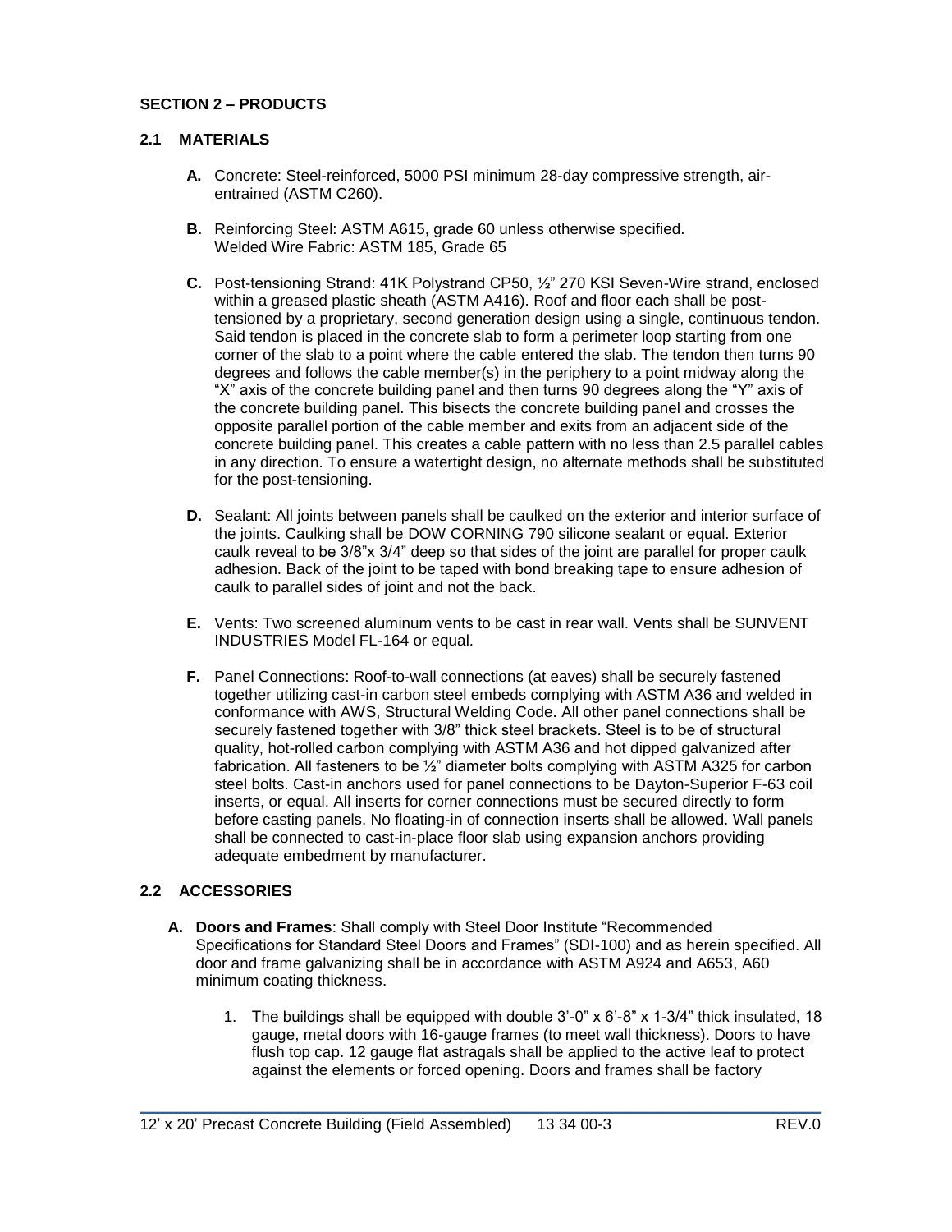## SECTION 2 – PRODUCTS

### 2.1 MATERIALS

**A.** Concrete: Steel-reinforced, 5000 PSI minimum 28-day compressive strength, air-entrained (ASTM C260).

**B.** Reinforcing Steel: ASTM A615, grade 60 unless otherwise specified.
Welded Wire Fabric: ASTM 185, Grade 65

**C.** Post-tensioning Strand: 41K Polystrand CP50, ½" 270 KSI Seven-Wire strand, enclosed within a greased plastic sheath (ASTM A416). Roof and floor each shall be post-tensioned by a proprietary, second generation design using a single, continuous tendon. Said tendon is placed in the concrete slab to form a perimeter loop starting from one corner of the slab to a point where the cable entered the slab. The tendon then turns 90 degrees and follows the cable member(s) in the periphery to a point midway along the "X" axis of the concrete building panel and then turns 90 degrees along the "Y" axis of the concrete building panel. This bisects the concrete building panel and crosses the opposite parallel portion of the cable member and exits from an adjacent side of the concrete building panel. This creates a cable pattern with no less than 2.5 parallel cables in any direction. To ensure a watertight design, no alternate methods shall be substituted for the post-tensioning.

**D.** Sealant: All joints between panels shall be caulked on the exterior and interior surface of the joints. Caulking shall be DOW CORNING 790 silicone sealant or equal. Exterior caulk reveal to be 3/8"x 3/4" deep so that sides of the joint are parallel for proper caulk adhesion. Back of the joint to be taped with bond breaking tape to ensure adhesion of caulk to parallel sides of joint and not the back.

**E.** Vents: Two screened aluminum vents to be cast in rear wall. Vents shall be SUNVENT INDUSTRIES Model FL-164 or equal.

**F.** Panel Connections: Roof-to-wall connections (at eaves) shall be securely fastened together utilizing cast-in carbon steel embeds complying with ASTM A36 and welded in conformance with AWS, Structural Welding Code. All other panel connections shall be securely fastened together with 3/8" thick steel brackets. Steel is to be of structural quality, hot-rolled carbon complying with ASTM A36 and hot dipped galvanized after fabrication. All fasteners to be ½" diameter bolts complying with ASTM A325 for carbon steel bolts. Cast-in anchors used for panel connections to be Dayton-Superior F-63 coil inserts, or equal. All inserts for corner connections must be secured directly to form before casting panels. No floating-in of connection inserts shall be allowed. Wall panels shall be connected to cast-in-place floor slab using expansion anchors providing adequate embedment by manufacturer.

### 2.2 ACCESSORIES

**A. Doors and Frames**: Shall comply with Steel Door Institute "Recommended Specifications for Standard Steel Doors and Frames" (SDI-100) and as herein specified. All door and frame galvanizing shall be in accordance with ASTM A924 and A653, A60 minimum coating thickness.

1. The buildings shall be equipped with double 3'-0" x 6'-8" x 1-3/4" thick insulated, 18 gauge, metal doors with 16-gauge frames (to meet wall thickness). Doors to have flush top cap. 12 gauge flat astragals shall be applied to the active leaf to protect against the elements or forced opening. Doors and frames shall be factory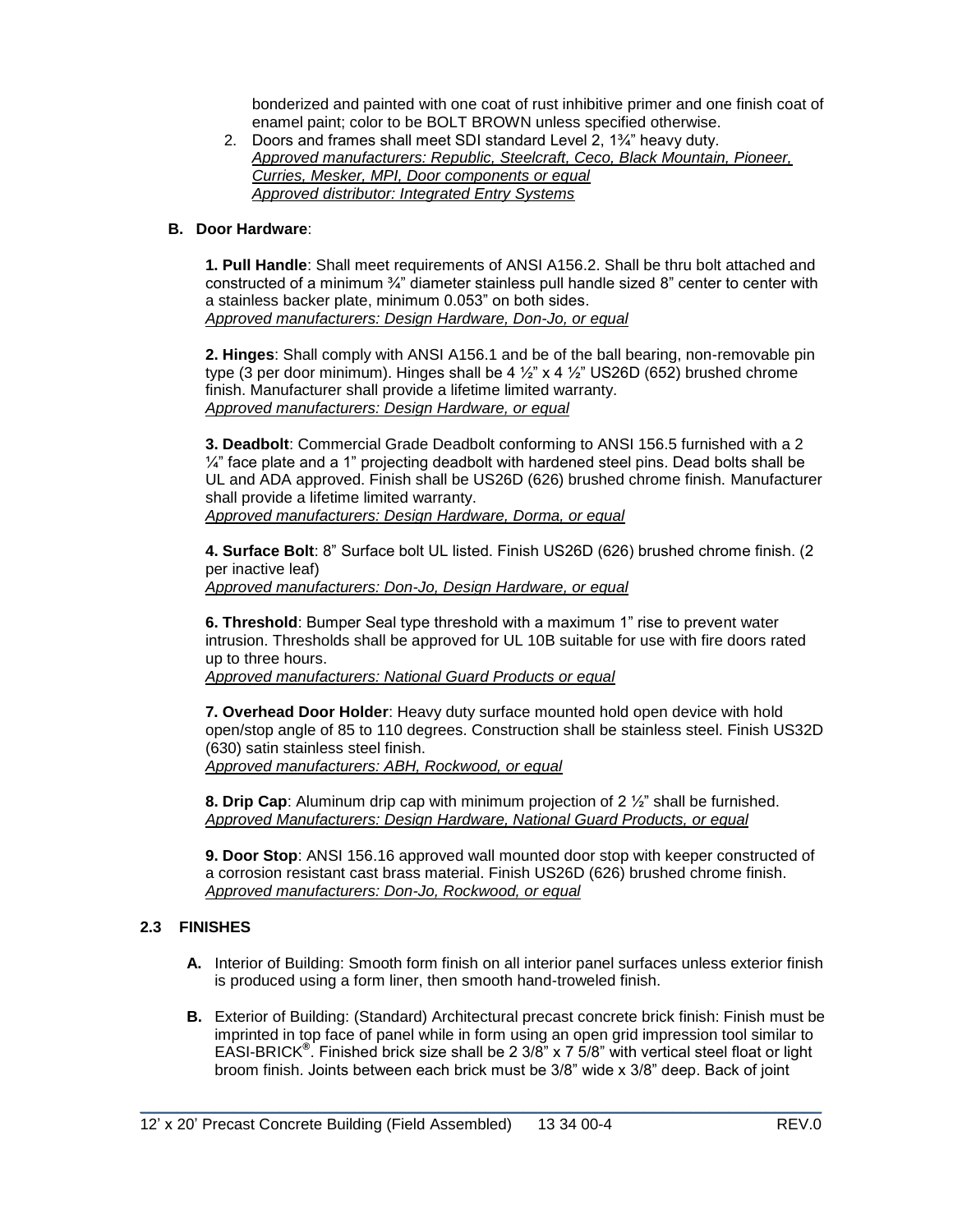bonderized and painted with one coat of rust inhibitive primer and one finish coat of enamel paint; color to be BOLT BROWN unless specified otherwise.

2. Doors and frames shall meet SDI standard Level 2, 1¾" heavy duty.
   *Approved manufacturers: Republic, Steelcraft, Ceco, Black Mountain, Pioneer, Curries, Mesker, MPI, Door components or equal*
   *Approved distributor: Integrated Entry Systems*

**B. Door Hardware**:

**1. Pull Handle**: Shall meet requirements of ANSI A156.2. Shall be thru bolt attached and constructed of a minimum ¾" diameter stainless pull handle sized 8" center to center with a stainless backer plate, minimum 0.053" on both sides.
*Approved manufacturers: Design Hardware, Don-Jo, or equal*

**2. Hinges**: Shall comply with ANSI A156.1 and be of the ball bearing, non-removable pin type (3 per door minimum). Hinges shall be 4 ½" x 4 ½" US26D (652) brushed chrome finish. Manufacturer shall provide a lifetime limited warranty.
*Approved manufacturers: Design Hardware, or equal*

**3. Deadbolt**: Commercial Grade Deadbolt conforming to ANSI 156.5 furnished with a 2 ¼" face plate and a 1" projecting deadbolt with hardened steel pins. Dead bolts shall be UL and ADA approved. Finish shall be US26D (626) brushed chrome finish. Manufacturer shall provide a lifetime limited warranty.
*Approved manufacturers: Design Hardware, Dorma, or equal*

**4. Surface Bolt**: 8" Surface bolt UL listed. Finish US26D (626) brushed chrome finish. (2 per inactive leaf)
*Approved manufacturers: Don-Jo, Design Hardware, or equal*

**6. Threshold**: Bumper Seal type threshold with a maximum 1" rise to prevent water intrusion. Thresholds shall be approved for UL 10B suitable for use with fire doors rated up to three hours.
*Approved manufacturers: National Guard Products or equal*

**7. Overhead Door Holder**: Heavy duty surface mounted hold open device with hold open/stop angle of 85 to 110 degrees. Construction shall be stainless steel. Finish US32D (630) satin stainless steel finish.
*Approved manufacturers: ABH, Rockwood, or equal*

**8. Drip Cap**: Aluminum drip cap with minimum projection of 2 ½" shall be furnished.
*Approved Manufacturers: Design Hardware, National Guard Products, or equal*

**9. Door Stop**: ANSI 156.16 approved wall mounted door stop with keeper constructed of a corrosion resistant cast brass material. Finish US26D (626) brushed chrome finish.
*Approved manufacturers: Don-Jo, Rockwood, or equal*

### 2.3 FINISHES

**A.** Interior of Building: Smooth form finish on all interior panel surfaces unless exterior finish is produced using a form liner, then smooth hand-troweled finish.

**B.** Exterior of Building: (Standard) Architectural precast concrete brick finish: Finish must be imprinted in top face of panel while in form using an open grid impression tool similar to EASI-BRICK®. Finished brick size shall be 2 3/8" x 7 5/8" with vertical steel float or light broom finish. Joints between each brick must be 3/8" wide x 3/8" deep. Back of joint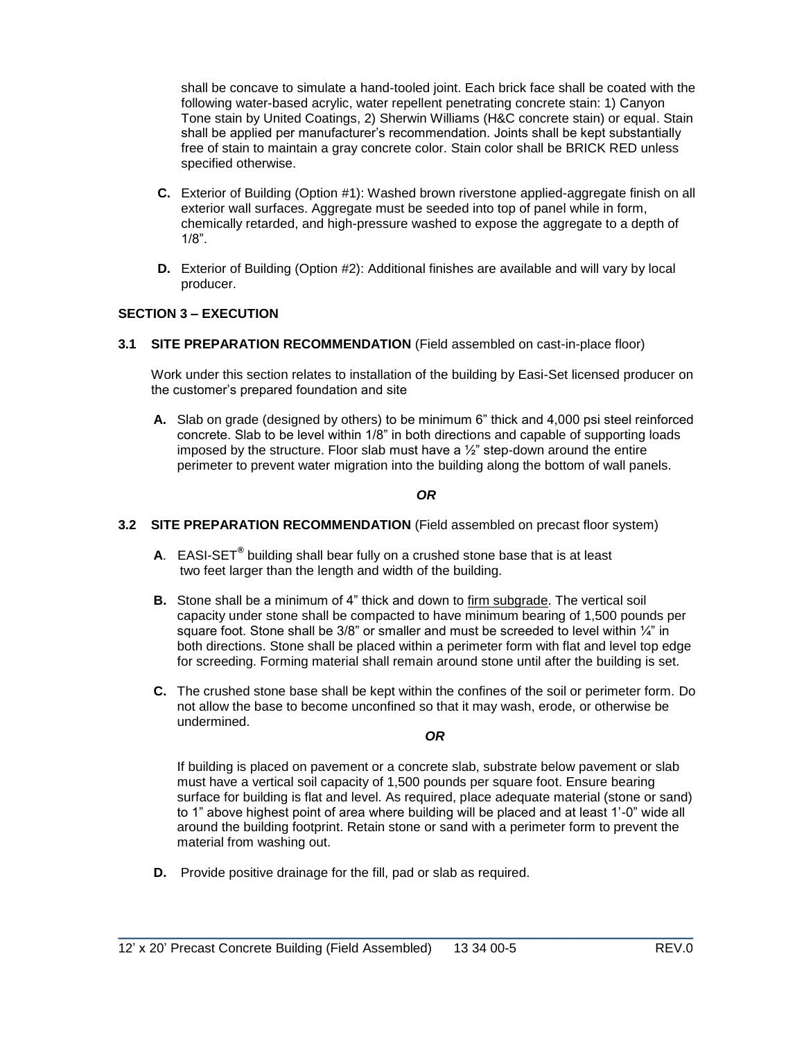shall be concave to simulate a hand-tooled joint. Each brick face shall be coated with the following water-based acrylic, water repellent penetrating concrete stain: 1) Canyon Tone stain by United Coatings, 2) Sherwin Williams (H&C concrete stain) or equal. Stain shall be applied per manufacturer's recommendation. Joints shall be kept substantially free of stain to maintain a gray concrete color. Stain color shall be BRICK RED unless specified otherwise.

**C.** Exterior of Building (Option #1): Washed brown riverstone applied-aggregate finish on all exterior wall surfaces. Aggregate must be seeded into top of panel while in form, chemically retarded, and high-pressure washed to expose the aggregate to a depth of 1/8".

**D.** Exterior of Building (Option #2): Additional finishes are available and will vary by local producer.

## SECTION 3 – EXECUTION

### 3.1 SITE PREPARATION RECOMMENDATION (Field assembled on cast-in-place floor)

Work under this section relates to installation of the building by Easi-Set licensed producer on the customer's prepared foundation and site

**A.** Slab on grade (designed by others) to be minimum 6" thick and 4,000 psi steel reinforced concrete. Slab to be level within 1/8" in both directions and capable of supporting loads imposed by the structure. Floor slab must have a ½" step-down around the entire perimeter to prevent water migration into the building along the bottom of wall panels.

***OR***

### 3.2 SITE PREPARATION RECOMMENDATION (Field assembled on precast floor system)

**A**. EASI-SET® building shall bear fully on a crushed stone base that is at least two feet larger than the length and width of the building.

**B.** Stone shall be a minimum of 4" thick and down to firm subgrade. The vertical soil capacity under stone shall be compacted to have minimum bearing of 1,500 pounds per square foot. Stone shall be 3/8" or smaller and must be screeded to level within ¼" in both directions. Stone shall be placed within a perimeter form with flat and level top edge for screeding. Forming material shall remain around stone until after the building is set.

**C.** The crushed stone base shall be kept within the confines of the soil or perimeter form. Do not allow the base to become unconfined so that it may wash, erode, or otherwise be undermined.

***OR***

If building is placed on pavement or a concrete slab, substrate below pavement or slab must have a vertical soil capacity of 1,500 pounds per square foot. Ensure bearing surface for building is flat and level. As required, place adequate material (stone or sand) to 1" above highest point of area where building will be placed and at least 1'-0" wide all around the building footprint. Retain stone or sand with a perimeter form to prevent the material from washing out.

**D.** Provide positive drainage for the fill, pad or slab as required.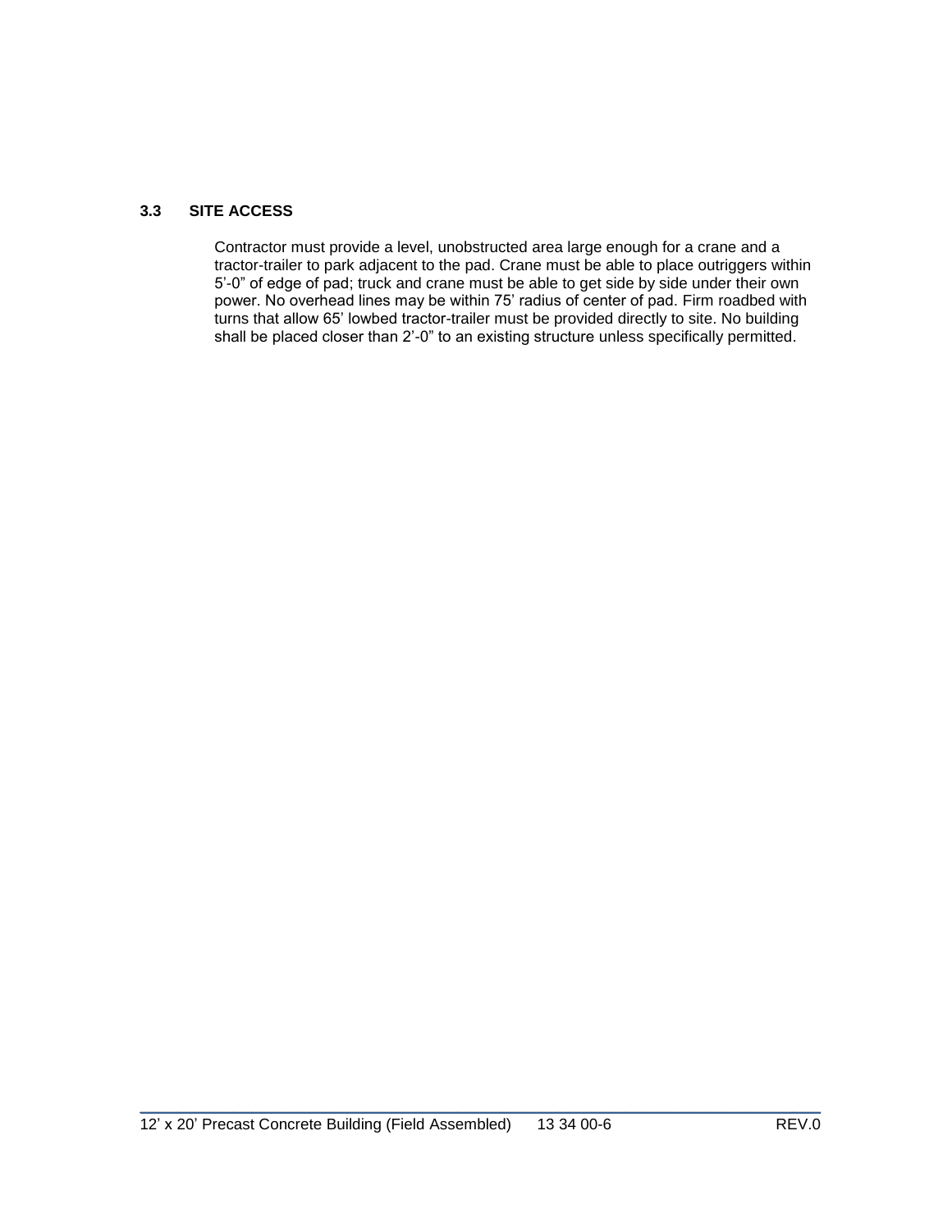### 3.3 SITE ACCESS

Contractor must provide a level, unobstructed area large enough for a crane and a tractor-trailer to park adjacent to the pad. Crane must be able to place outriggers within 5'-0" of edge of pad; truck and crane must be able to get side by side under their own power. No overhead lines may be within 75' radius of center of pad. Firm roadbed with turns that allow 65' lowbed tractor-trailer must be provided directly to site. No building shall be placed closer than 2'-0" to an existing structure unless specifically permitted.